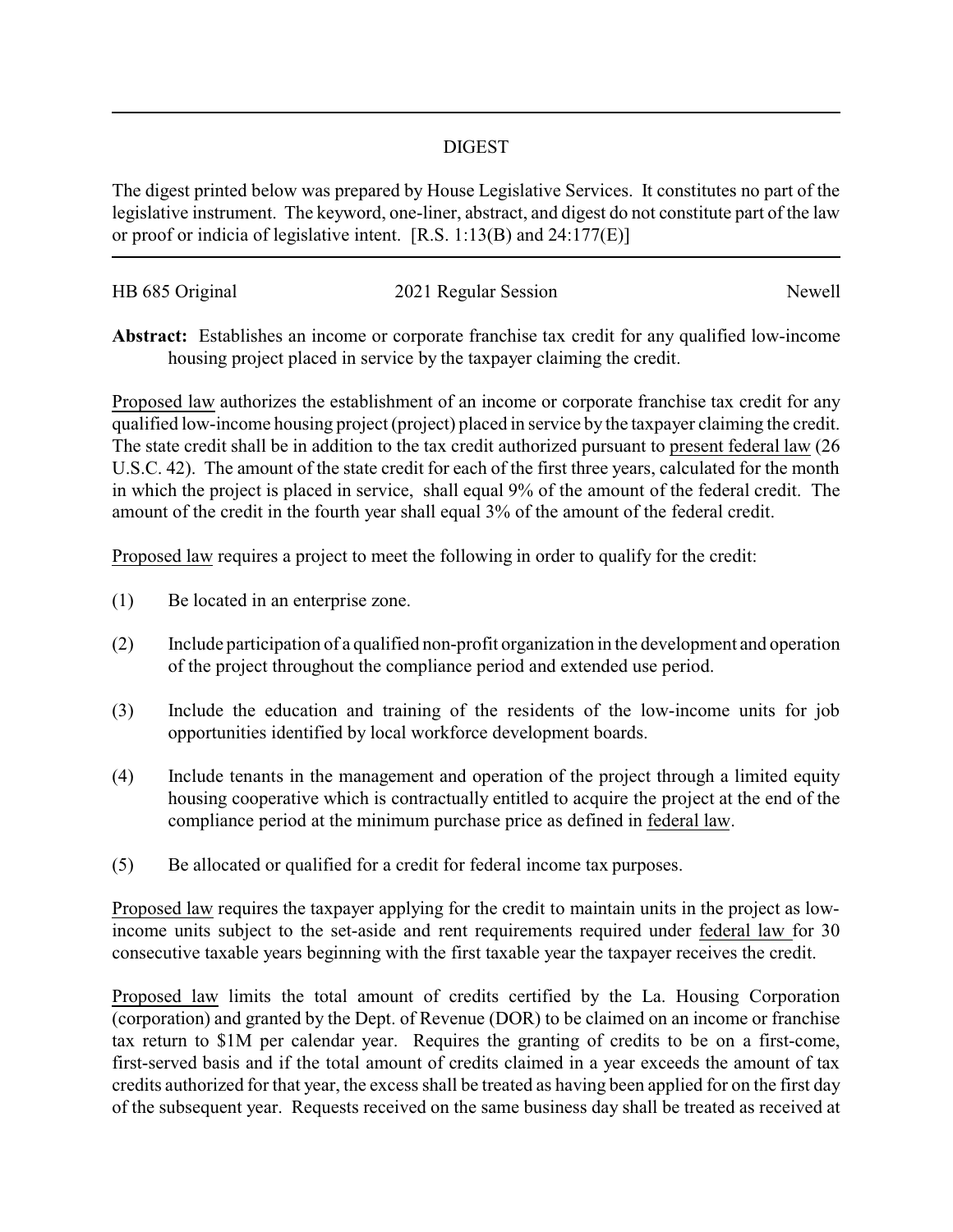# DIGEST

The digest printed below was prepared by House Legislative Services. It constitutes no part of the legislative instrument. The keyword, one-liner, abstract, and digest do not constitute part of the law or proof or indicia of legislative intent. [R.S. 1:13(B) and 24:177(E)]

HB 685 Original　　　　　　　　2021 Regular Session　　　　　　　　Newell

**Abstract:** Establishes an income or corporate franchise tax credit for any qualified low-income housing project placed in service by the taxpayer claiming the credit.

Proposed law authorizes the establishment of an income or corporate franchise tax credit for any qualified low-income housing project (project) placed in service by the taxpayer claiming the credit. The state credit shall be in addition to the tax credit authorized pursuant to present federal law (26 U.S.C. 42). The amount of the state credit for each of the first three years, calculated for the month in which the project is placed in service, shall equal 9% of the amount of the federal credit. The amount of the credit in the fourth year shall equal 3% of the amount of the federal credit.

Proposed law requires a project to meet the following in order to qualify for the credit:

(1) Be located in an enterprise zone.

(2) Include participation of a qualified non-profit organization in the development and operation of the project throughout the compliance period and extended use period.

(3) Include the education and training of the residents of the low-income units for job opportunities identified by local workforce development boards.

(4) Include tenants in the management and operation of the project through a limited equity housing cooperative which is contractually entitled to acquire the project at the end of the compliance period at the minimum purchase price as defined in federal law.

(5) Be allocated or qualified for a credit for federal income tax purposes.

Proposed law requires the taxpayer applying for the credit to maintain units in the project as low-income units subject to the set-aside and rent requirements required under federal law for 30 consecutive taxable years beginning with the first taxable year the taxpayer receives the credit.

Proposed law limits the total amount of credits certified by the La. Housing Corporation (corporation) and granted by the Dept. of Revenue (DOR) to be claimed on an income or franchise tax return to $1M per calendar year. Requires the granting of credits to be on a first-come, first-served basis and if the total amount of credits claimed in a year exceeds the amount of tax credits authorized for that year, the excess shall be treated as having been applied for on the first day of the subsequent year. Requests received on the same business day shall be treated as received at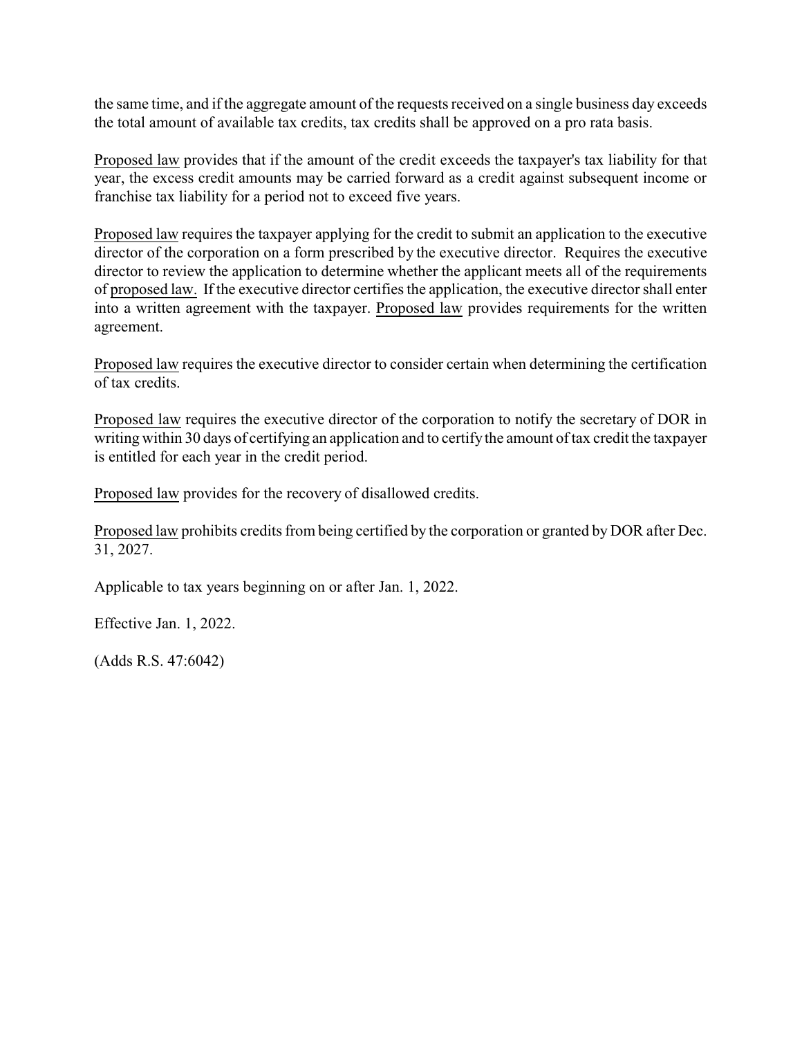the same time, and if the aggregate amount of the requests received on a single business day exceeds the total amount of available tax credits, tax credits shall be approved on a pro rata basis.

Proposed law provides that if the amount of the credit exceeds the taxpayer's tax liability for that year, the excess credit amounts may be carried forward as a credit against subsequent income or franchise tax liability for a period not to exceed five years.

Proposed law requires the taxpayer applying for the credit to submit an application to the executive director of the corporation on a form prescribed by the executive director. Requires the executive director to review the application to determine whether the applicant meets all of the requirements of proposed law. If the executive director certifies the application, the executive director shall enter into a written agreement with the taxpayer. Proposed law provides requirements for the written agreement.

Proposed law requires the executive director to consider certain when determining the certification of tax credits.

Proposed law requires the executive director of the corporation to notify the secretary of DOR in writing within 30 days of certifying an application and to certify the amount of tax credit the taxpayer is entitled for each year in the credit period.

Proposed law provides for the recovery of disallowed credits.

Proposed law prohibits credits from being certified by the corporation or granted by DOR after Dec. 31, 2027.

Applicable to tax years beginning on or after Jan. 1, 2022.

Effective Jan. 1, 2022.

(Adds R.S. 47:6042)